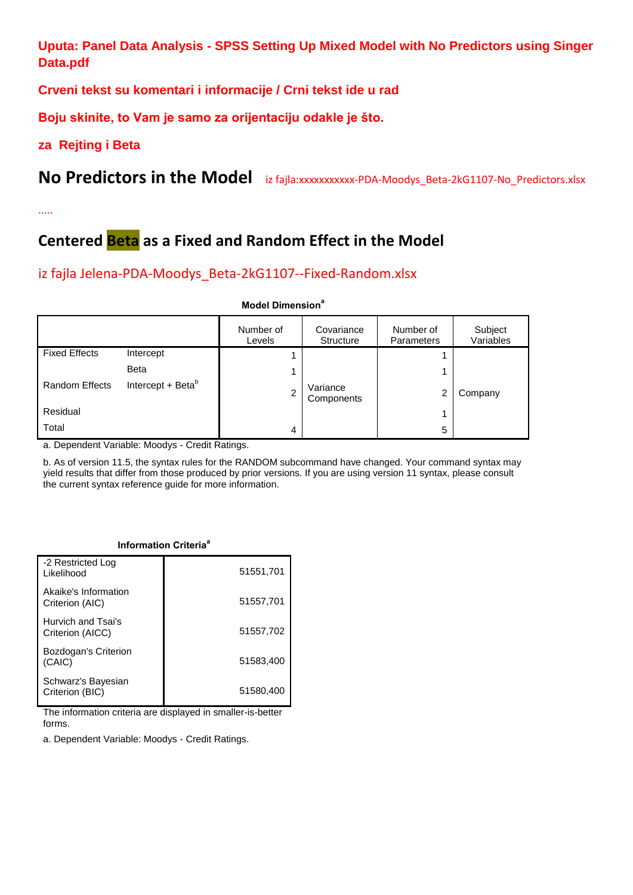**Uputa: Panel Data Analysis - SPSS Setting Up Mixed Model with No Predictors using Singer Data.pdf**

**Crveni tekst su komentari i informacije / Crni tekst ide u rad**

**Boju skinite, to Vam je samo za orijentaciju odakle je što.**

**za Rejting i Beta**

# No Predictors in the Model

iz fajla:xxxxxxxxxxx-PDA-Moodys_Beta-2kG1107-No_Predictors.xlsx

.....

## Centered Beta as a Fixed and Random Effect in the Model

iz fajla Jelena-PDA-Moodys_Beta-2kG1107--Fixed-Random.xlsx

**Model Dimension[a]**

| | | Number of Levels | Covariance Structure | Number of Parameters | Subject Variables |
|---|---|---|---|---|---|
| Fixed Effects | Intercept | 1 | | 1 | |
| | Beta | 1 | | 1 | |
| Random Effects | Intercept + Beta[b] | 2 | Variance Components | 2 | Company |
| Residual | | | | 1 | |
| Total | | 4 | | 5 | |

a. Dependent Variable: Moodys - Credit Ratings.

b. As of version 11.5, the syntax rules for the RANDOM subcommand have changed. Your command syntax may yield results that differ from those produced by prior versions. If you are using version 11 syntax, please consult the current syntax reference guide for more information.

**Information Criteria[a]**

| | |
|---|---|
| -2 Restricted Log Likelihood | 51551,701 |
| Akaike's Information Criterion (AIC) | 51557,701 |
| Hurvich and Tsai's Criterion (AICC) | 51557,702 |
| Bozdogan's Criterion (CAIC) | 51583,400 |
| Schwarz's Bayesian Criterion (BIC) | 51580,400 |

The information criteria are displayed in smaller-is-better forms.

a. Dependent Variable: Moodys - Credit Ratings.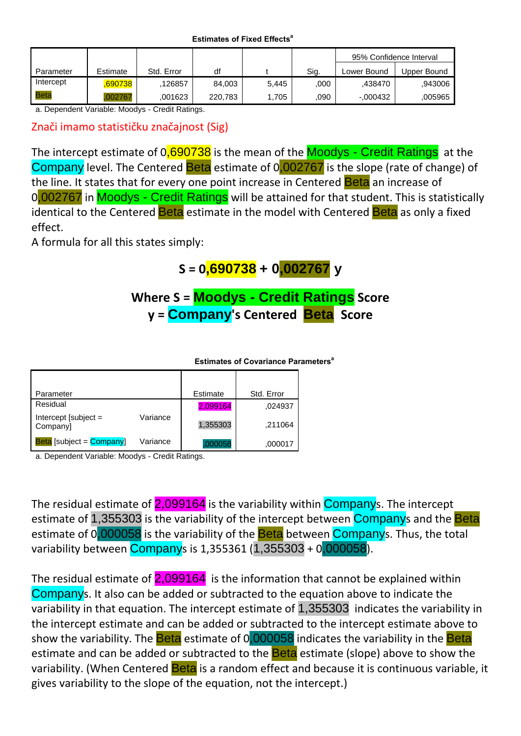**Estimates of Fixed Effects**[a]

| Parameter | Estimate | Std. Error | df | t | Sig. | 95% Confidence Interval | |
|---|---|---|---|---|---|---|---|
| | | | | | | Lower Bound | Upper Bound |
| Intercept | ,690738 | ,126857 | 84,003 | 5,445 | ,000 | ,438470 | ,943006 |
| Beta | ,002767 | ,001623 | 220,783 | 1,705 | ,090 | -,000432 | ,005965 |

a. Dependent Variable: Moodys - Credit Ratings.

Znači imamo statističku značajnost (Sig)

The intercept estimate of 0,690738 is the mean of the Moodys - Credit Ratings at the Company level. The Centered Beta estimate of 0,002767 is the slope (rate of change) of the line. It states that for every one point increase in Centered Beta an increase of 0,002767 in Moodys - Credit Ratings will be attained for that student. This is statistically identical to the Centered Beta estimate in the model with Centered Beta as only a fixed effect.
A formula for all this states simply:

**S = 0,690738 + 0,002767 y**

**Where S = Moodys - Credit Ratings Score**
**y = Company's Centered Beta Score**

**Estimates of Covariance Parameters**[a]

| Parameter | | Estimate | Std. Error |
|---|---|---|---|
| Residual | | 2,099164 | ,024937 |
| Intercept [subject = Company] | Variance | 1,355303 | ,211064 |
| Beta [subject = Company] | Variance | ,000058 | ,000017 |

a. Dependent Variable: Moodys - Credit Ratings.

The residual estimate of 2,099164 is the variability within Companys. The intercept estimate of 1,355303 is the variability of the intercept between Companys and the Beta estimate of 0,000058 is the variability of the Beta between Companys. Thus, the total variability between Companys is 1,355361 (1,355303 + 0,000058).

The residual estimate of 2,099164 is the information that cannot be explained within Companys. It also can be added or subtracted to the equation above to indicate the variability in that equation. The intercept estimate of 1,355303 indicates the variability in the intercept estimate and can be added or subtracted to the intercept estimate above to show the variability. The Beta estimate of 0,000058 indicates the variability in the Beta estimate and can be added or subtracted to the Beta estimate (slope) above to show the variability. (When Centered Beta is a random effect and because it is continuous variable, it gives variability to the slope of the equation, not the intercept.)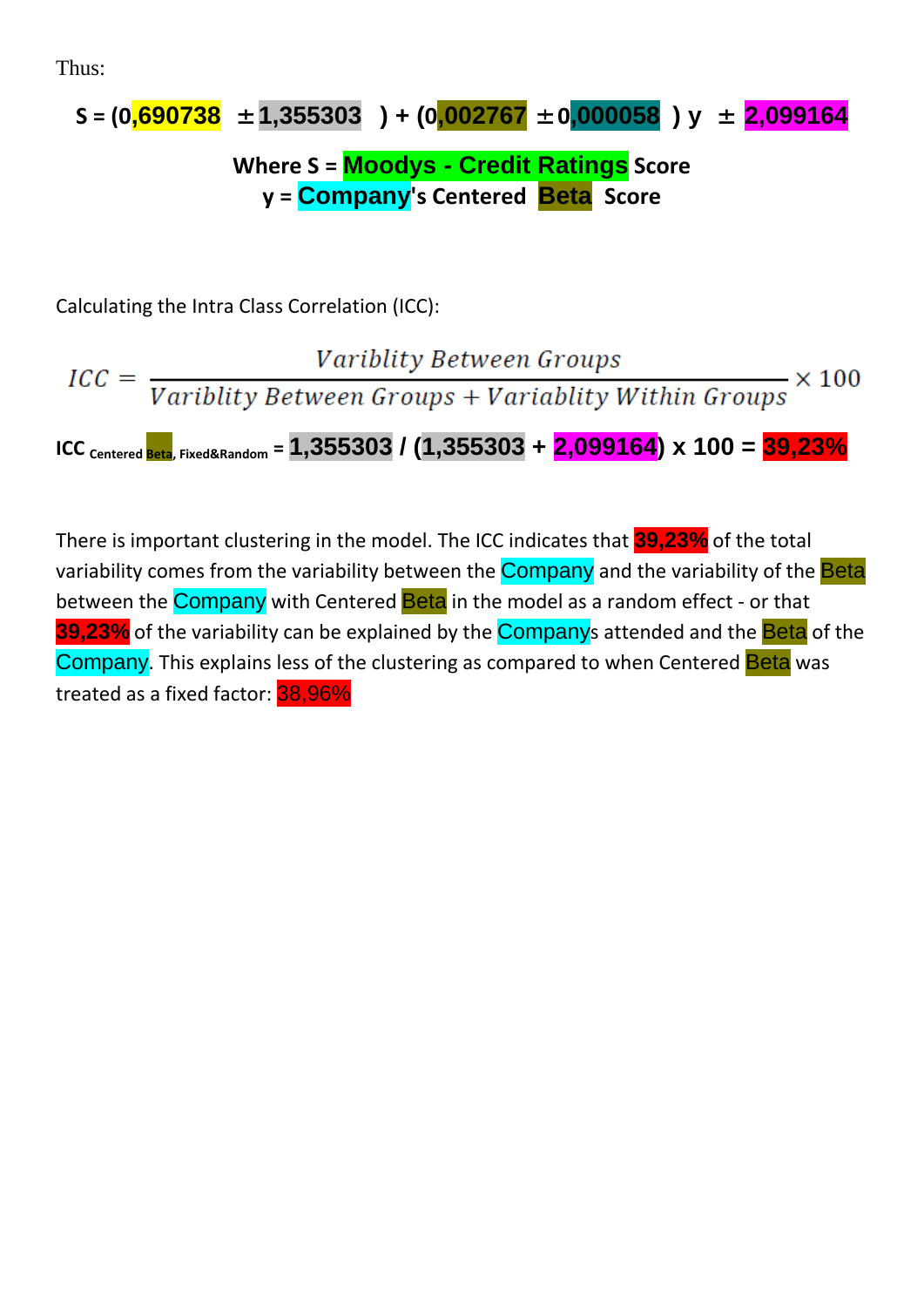Thus:

**S = (0,690738 ± 1,355303 ) + (0,002767 ± 0,000058 ) y ± 2,099164**

**Where S = Moodys - Credit Ratings Score**
**y = Company's Centered Beta Score**

Calculating the Intra Class Correlation (ICC):

$$ICC = \frac{Variblity\ Between\ Groups}{Variblity\ Between\ Groups + Variablity\ Within\ Groups} \times 100$$

**$ICC_{\text{Centered Beta, Fixed\&Random}}$ = 1,355303 / (1,355303 + 2,099164) x 100 = 39,23%**

There is important clustering in the model. The ICC indicates that **39,23%** of the total variability comes from the variability between the Company and the variability of the Beta between the Company with Centered Beta in the model as a random effect - or that **39,23%** of the variability can be explained by the Companys attended and the Beta of the Company. This explains less of the clustering as compared to when Centered Beta was treated as a fixed factor: 38,96%